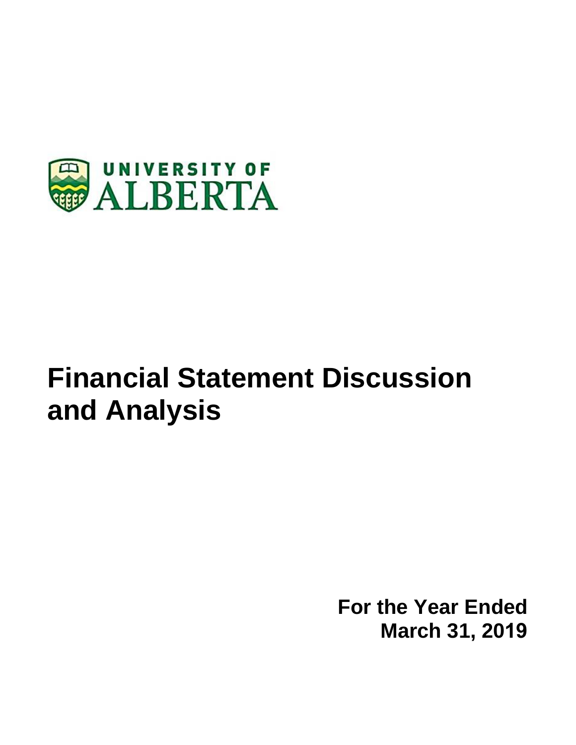UNIVERSITY OF ALBERTA

# Financial Statement Discussion and Analysis

**For the Year Ended March 31, 2019**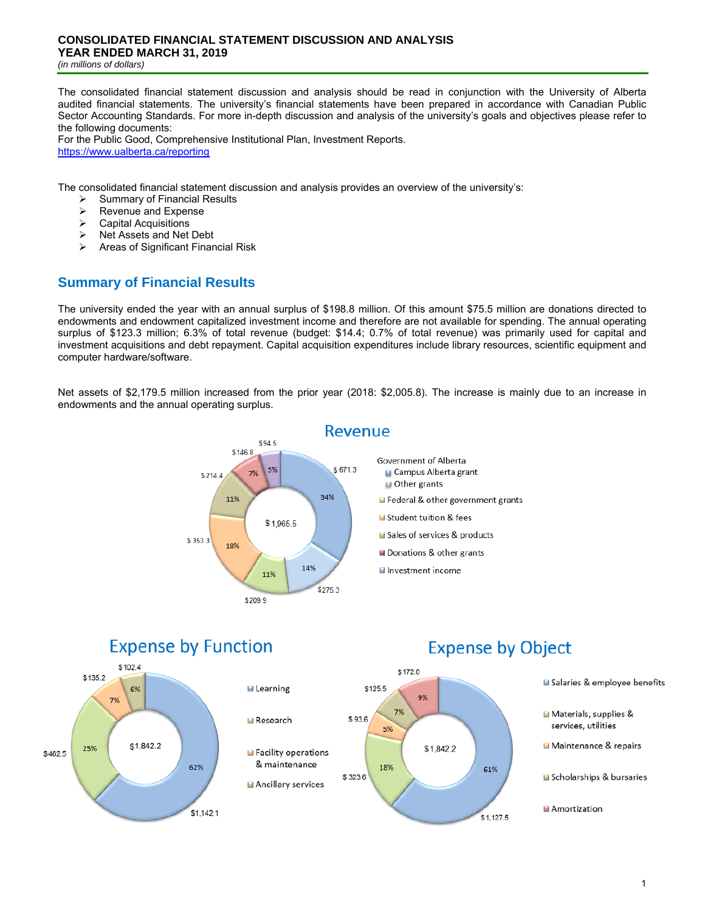# CONSOLIDATED FINANCIAL STATEMENT DISCUSSION AND ANALYSIS
# YEAR ENDED MARCH 31, 2019

*(in millions of dollars)*

The consolidated financial statement discussion and analysis should be read in conjunction with the University of Alberta audited financial statements. The university's financial statements have been prepared in accordance with Canadian Public Sector Accounting Standards. For more in-depth discussion and analysis of the university's goals and objectives please refer to the following documents:
For the Public Good, Comprehensive Institutional Plan, Investment Reports.
https://www.ualberta.ca/reporting

The consolidated financial statement discussion and analysis provides an overview of the university's:

- Summary of Financial Results
- Revenue and Expense
- Capital Acquisitions
- Net Assets and Net Debt
- Areas of Significant Financial Risk

## Summary of Financial Results

The university ended the year with an annual surplus of $198.8 million. Of this amount $75.5 million are donations directed to endowments and endowment capitalized investment income and therefore are not available for spending. The annual operating surplus of $123.3 million; 6.3% of total revenue (budget: $14.4; 0.7% of total revenue) was primarily used for capital and investment acquisitions and debt repayment. Capital acquisition expenditures include library resources, scientific equipment and computer hardware/software.

Net assets of $2,179.5 million increased from the prior year (2018: $2,005.8). The increase is mainly due to an increase in endowments and the annual operating surplus.

### Revenue

Total: $1,965.5

| Category | Amount | % |
|---|---|---|
| Government of Alberta – Campus Alberta grant | $671.3 | 34% |
| Government of Alberta – Other grants | $275.3 | 14% |
| Federal & other government grants | $209.9 | 11% |
| Student tuition & fees | $353.3 | 18% |
| Sales of services & products | $214.4 | 11% |
| Donations & other grants | $146.8 | 7% |
| Investment income | $94.5 | 5% |

### Expense by Function

Total: $1,842.2

| Category | Amount | % |
|---|---|---|
| Learning | $1,142.1 | 62% |
| Research | $462.5 | 25% |
| Facility operations & maintenance | $135.2 | 7% |
| Ancillary services | $102.4 | 6% |

### Expense by Object

Total: $1,842.2

| Category | Amount | % |
|---|---|---|
| Salaries & employee benefits | $1,127.5 | 61% |
| Materials, supplies & services, utilities | $323.6 | 18% |
| Maintenance & repairs | $93.6 | 5% |
| Scholarships & bursaries | $125.5 | 7% |
| Amortization | $172.0 | 9% |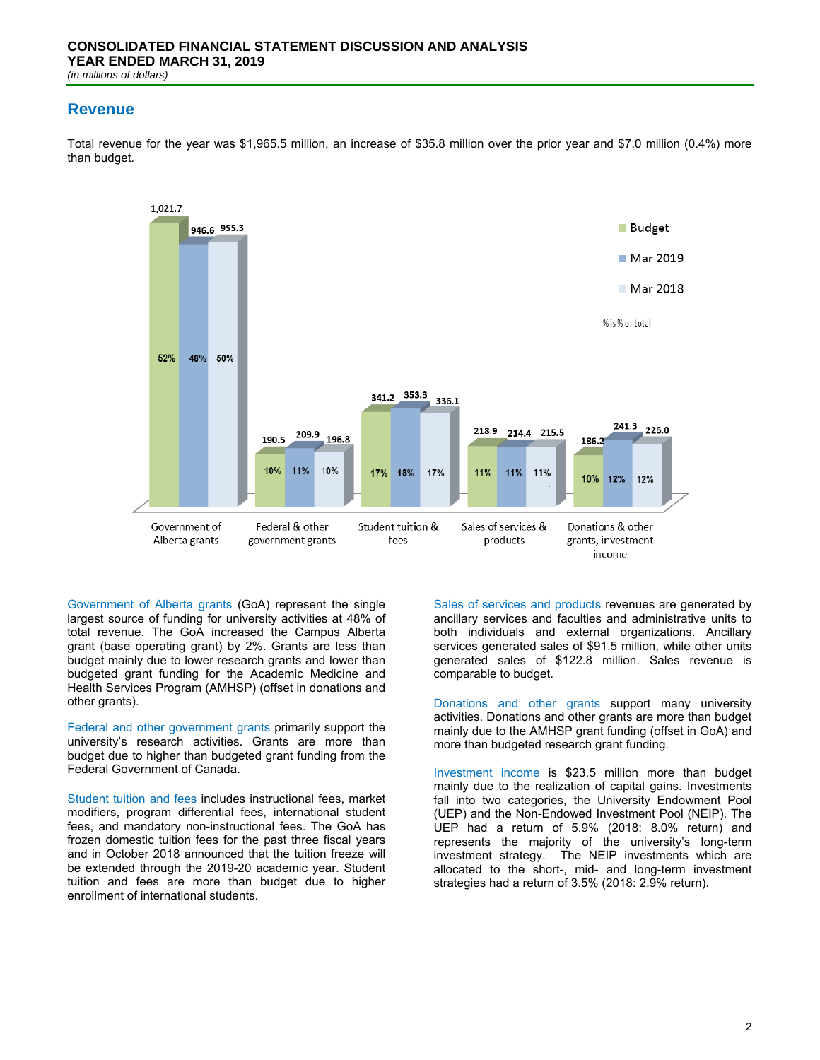## Revenue

Total revenue for the year was $1,965.5 million, an increase of $35.8 million over the prior year and $7.0 million (0.4%) more than budget.

| | Budget | Mar 2019 | Mar 2018 |
|---|---|---|---|
| Government of Alberta grants | 1,021.7 (52%) | 946.6 (48%) | 955.3 (50%) |
| Federal & other government grants | 190.5 (10%) | 209.9 (11%) | 196.8 (10%) |
| Student tuition & fees | 341.2 (17%) | 353.3 (18%) | 336.1 (17%) |
| Sales of services & products | 218.9 (11%) | 214.4 (11%) | 215.5 (11%) |
| Donations & other grants, investment income | 186.2 (10%) | 241.3 (12%) | 226.0 (12%) |

% is % of total

Government of Alberta grants (GoA) represent the single largest source of funding for university activities at 48% of total revenue. The GoA increased the Campus Alberta grant (base operating grant) by 2%. Grants are less than budget mainly due to lower research grants and lower than budgeted grant funding for the Academic Medicine and Health Services Program (AMHSP) (offset in donations and other grants).

Federal and other government grants primarily support the university's research activities. Grants are more than budget due to higher than budgeted grant funding from the Federal Government of Canada.

Student tuition and fees includes instructional fees, market modifiers, program differential fees, international student fees, and mandatory non-instructional fees. The GoA has frozen domestic tuition fees for the past three fiscal years and in October 2018 announced that the tuition freeze will be extended through the 2019-20 academic year. Student tuition and fees are more than budget due to higher enrollment of international students.

Sales of services and products revenues are generated by ancillary services and faculties and administrative units to both individuals and external organizations. Ancillary services generated sales of $91.5 million, while other units generated sales of $122.8 million. Sales revenue is comparable to budget.

Donations and other grants support many university activities. Donations and other grants are more than budget mainly due to the AMHSP grant funding (offset in GoA) and more than budgeted research grant funding.

Investment income is $23.5 million more than budget mainly due to the realization of capital gains. Investments fall into two categories, the University Endowment Pool (UEP) and the Non-Endowed Investment Pool (NEIP). The UEP had a return of 5.9% (2018: 8.0% return) and represents the majority of the university's long-term investment strategy. The NEIP investments which are allocated to the short-, mid- and long-term investment strategies had a return of 3.5% (2018: 2.9% return).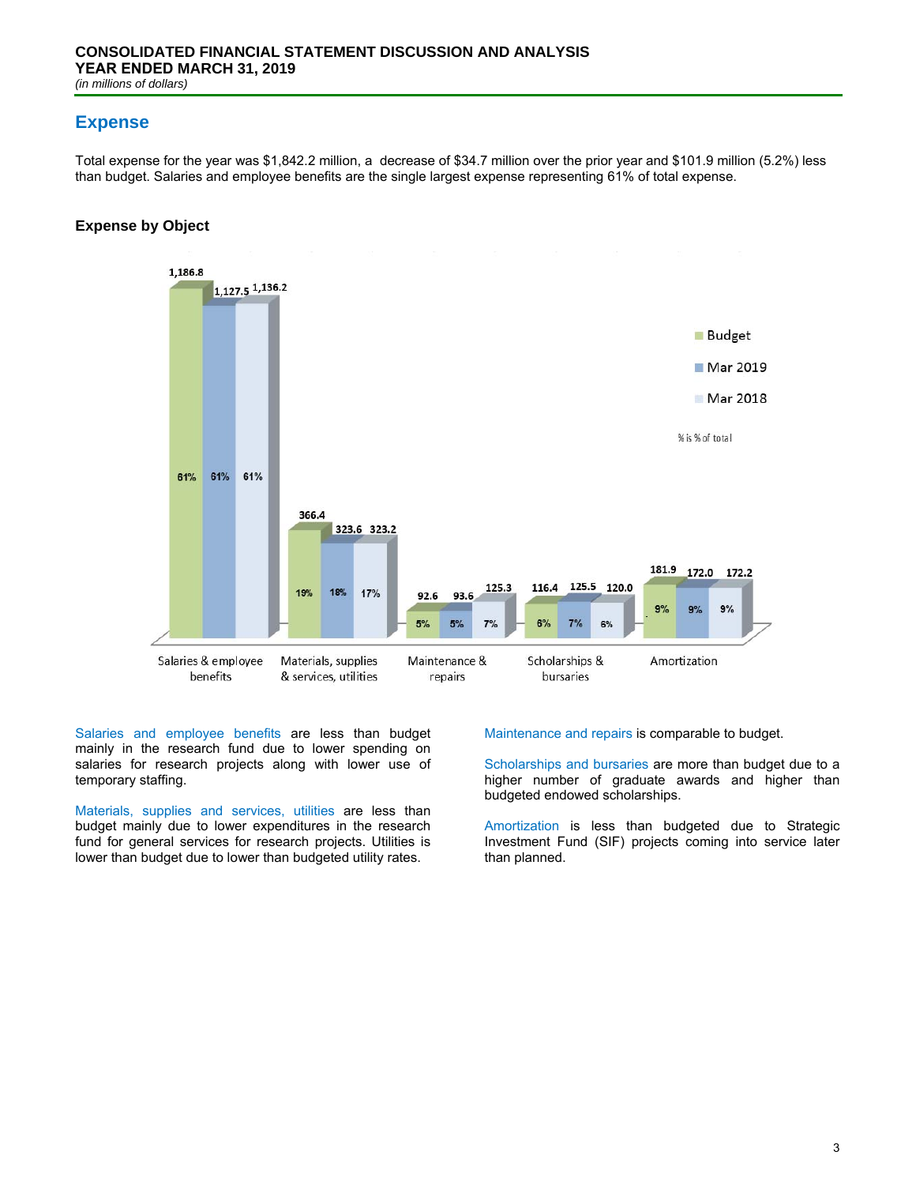**CONSOLIDATED FINANCIAL STATEMENT DISCUSSION AND ANALYSIS**
**YEAR ENDED MARCH 31, 2019**
*(in millions of dollars)*

## Expense

Total expense for the year was $1,842.2 million, a decrease of $34.7 million over the prior year and $101.9 million (5.2%) less than budget. Salaries and employee benefits are the single largest expense representing 61% of total expense.

### Expense by Object

| | Budget | Mar 2019 | Mar 2018 |
|---|---|---|---|
| Salaries & employee benefits | 1,186.8 (61%) | 1,127.5 (61%) | 1,136.2 (61%) |
| Materials, supplies & services, utilities | 366.4 (19%) | 323.6 (18%) | 323.2 (17%) |
| Maintenance & repairs | 92.6 (5%) | 93.6 (5%) | 125.3 (7%) |
| Scholarships & bursaries | 116.4 (6%) | 125.5 (7%) | 120.0 (6%) |
| Amortization | 181.9 (9%) | 172.0 (9%) | 172.2 (9%) |

% is % of total

Salaries and employee benefits are less than budget mainly in the research fund due to lower spending on salaries for research projects along with lower use of temporary staffing.

Materials, supplies and services, utilities are less than budget mainly due to lower expenditures in the research fund for general services for research projects. Utilities is lower than budget due to lower than budgeted utility rates.

Maintenance and repairs is comparable to budget.

Scholarships and bursaries are more than budget due to a higher number of graduate awards and higher than budgeted endowed scholarships.

Amortization is less than budgeted due to Strategic Investment Fund (SIF) projects coming into service later than planned.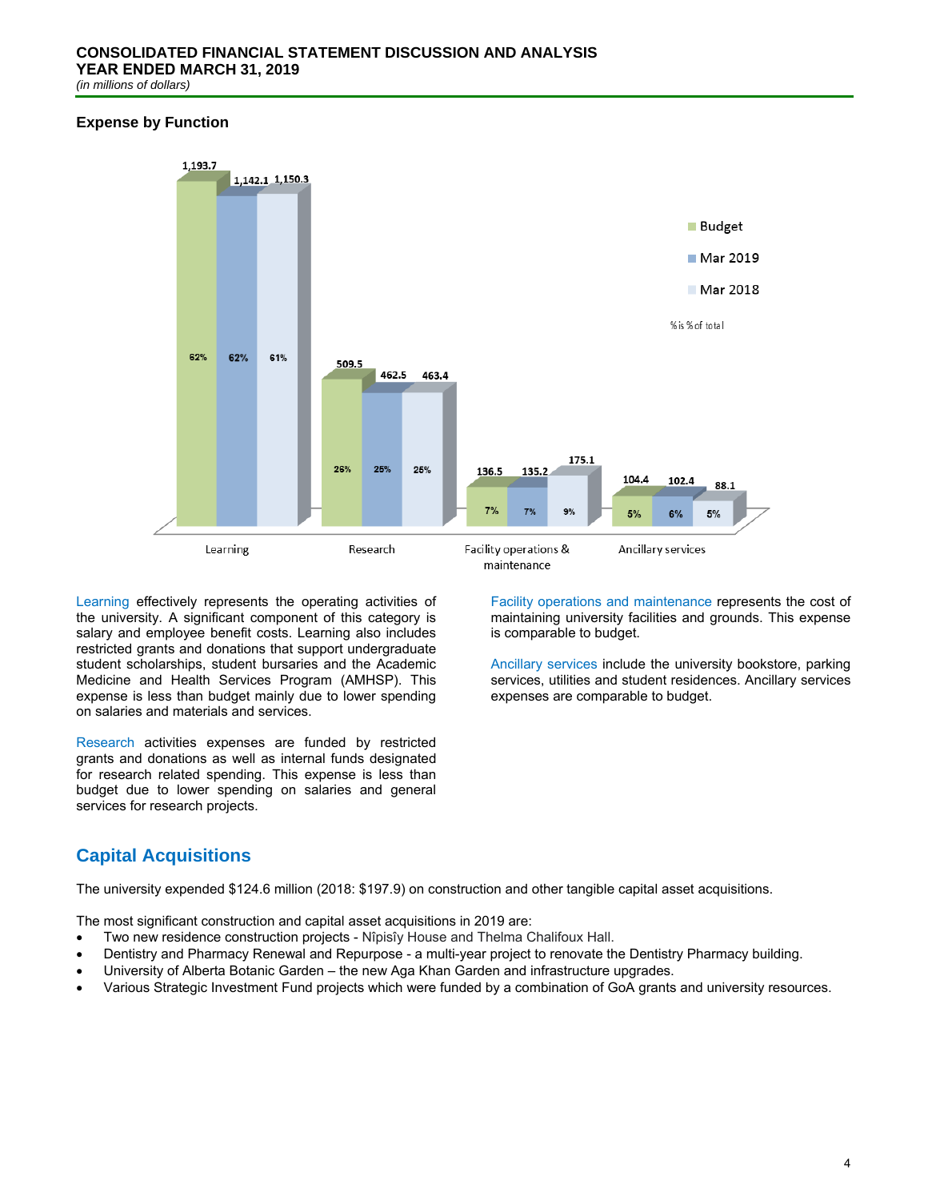**CONSOLIDATED FINANCIAL STATEMENT DISCUSSION AND ANALYSIS**
**YEAR ENDED MARCH 31, 2019**
*(in millions of dollars)*

### Expense by Function

| | Budget | Mar 2019 | Mar 2018 |
|---|---|---|---|
| Learning | 1,193.7 (62%) | 1,142.1 (62%) | 1,150.3 (61%) |
| Research | 509.5 (26%) | 462.5 (25%) | 463.4 (25%) |
| Facility operations & maintenance | 136.5 (7%) | 135.2 (7%) | 175.1 (9%) |
| Ancillary services | 104.4 (5%) | 102.4 (6%) | 88.1 (5%) |

% is % of total

Learning effectively represents the operating activities of the university. A significant component of this category is salary and employee benefit costs. Learning also includes restricted grants and donations that support undergraduate student scholarships, student bursaries and the Academic Medicine and Health Services Program (AMHSP). This expense is less than budget mainly due to lower spending on salaries and materials and services.

Research activities expenses are funded by restricted grants and donations as well as internal funds designated for research related spending. This expense is less than budget due to lower spending on salaries and general services for research projects.

Facility operations and maintenance represents the cost of maintaining university facilities and grounds. This expense is comparable to budget.

Ancillary services include the university bookstore, parking services, utilities and student residences. Ancillary services expenses are comparable to budget.

## Capital Acquisitions

The university expended $124.6 million (2018: $197.9) on construction and other tangible capital asset acquisitions.

The most significant construction and capital asset acquisitions in 2019 are:

- Two new residence construction projects - Nîpisîy House and Thelma Chalifoux Hall.
- Dentistry and Pharmacy Renewal and Repurpose - a multi-year project to renovate the Dentistry Pharmacy building.
- University of Alberta Botanic Garden – the new Aga Khan Garden and infrastructure upgrades.
- Various Strategic Investment Fund projects which were funded by a combination of GoA grants and university resources.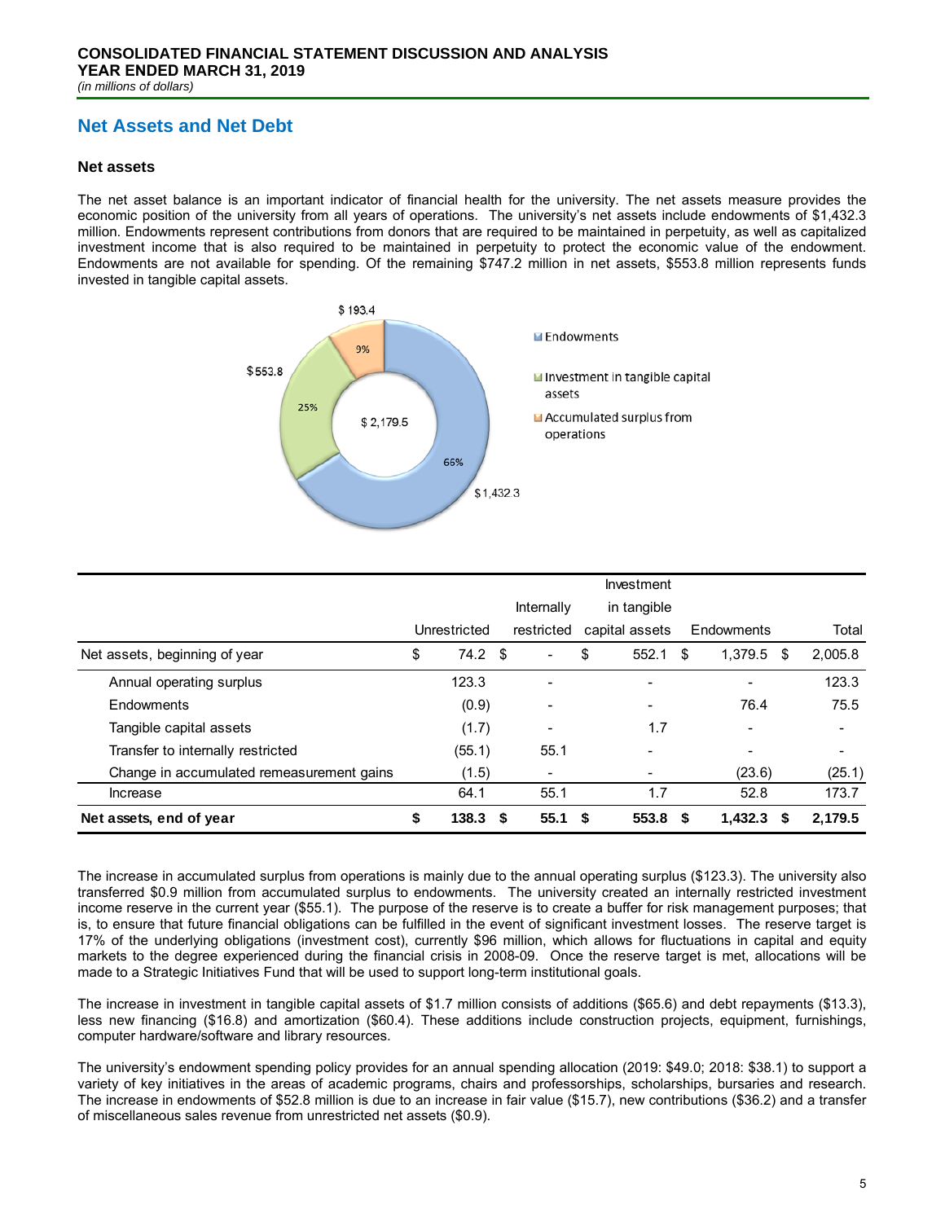# Net Assets and Net Debt

## Net assets

The net asset balance is an important indicator of financial health for the university. The net assets measure provides the economic position of the university from all years of operations. The university's net assets include endowments of $1,432.3 million. Endowments represent contributions from donors that are required to be maintained in perpetuity, as well as capitalized investment income that is also required to be maintained in perpetuity to protect the economic value of the endowment. Endowments are not available for spending. Of the remaining $747.2 million in net assets, $553.8 million represents funds invested in tangible capital assets.

| | Unrestricted | Internally restricted | Investment in tangible capital assets | Endowments | Total |
|---|---|---|---|---|---|
| Net assets, beginning of year | $ 74.2 | $ - | $ 552.1 | $ 1,379.5 | $ 2,005.8 |
| Annual operating surplus | 123.3 | - | - | - | 123.3 |
| Endowments | (0.9) | - | - | 76.4 | 75.5 |
| Tangible capital assets | (1.7) | - | 1.7 | - | - |
| Transfer to internally restricted | (55.1) | 55.1 | - | - | - |
| Change in accumulated remeasurement gains | (1.5) | - | - | (23.6) | (25.1) |
| Increase | 64.1 | 55.1 | 1.7 | 52.8 | 173.7 |
| **Net assets, end of year** | **$ 138.3** | **$ 55.1** | **$ 553.8** | **$ 1,432.3** | **$ 2,179.5** |

The increase in accumulated surplus from operations is mainly due to the annual operating surplus ($123.3). The university also transferred $0.9 million from accumulated surplus to endowments. The university created an internally restricted investment income reserve in the current year ($55.1). The purpose of the reserve is to create a buffer for risk management purposes; that is, to ensure that future financial obligations can be fulfilled in the event of significant investment losses. The reserve target is 17% of the underlying obligations (investment cost), currently $96 million, which allows for fluctuations in capital and equity markets to the degree experienced during the financial crisis in 2008-09. Once the reserve target is met, allocations will be made to a Strategic Initiatives Fund that will be used to support long-term institutional goals.

The increase in investment in tangible capital assets of $1.7 million consists of additions ($65.6) and debt repayments ($13.3), less new financing ($16.8) and amortization ($60.4). These additions include construction projects, equipment, furnishings, computer hardware/software and library resources.

The university's endowment spending policy provides for an annual spending allocation (2019: $49.0; 2018: $38.1) to support a variety of key initiatives in the areas of academic programs, chairs and professorships, scholarships, bursaries and research. The increase in endowments of $52.8 million is due to an increase in fair value ($15.7), new contributions ($36.2) and a transfer of miscellaneous sales revenue from unrestricted net assets ($0.9).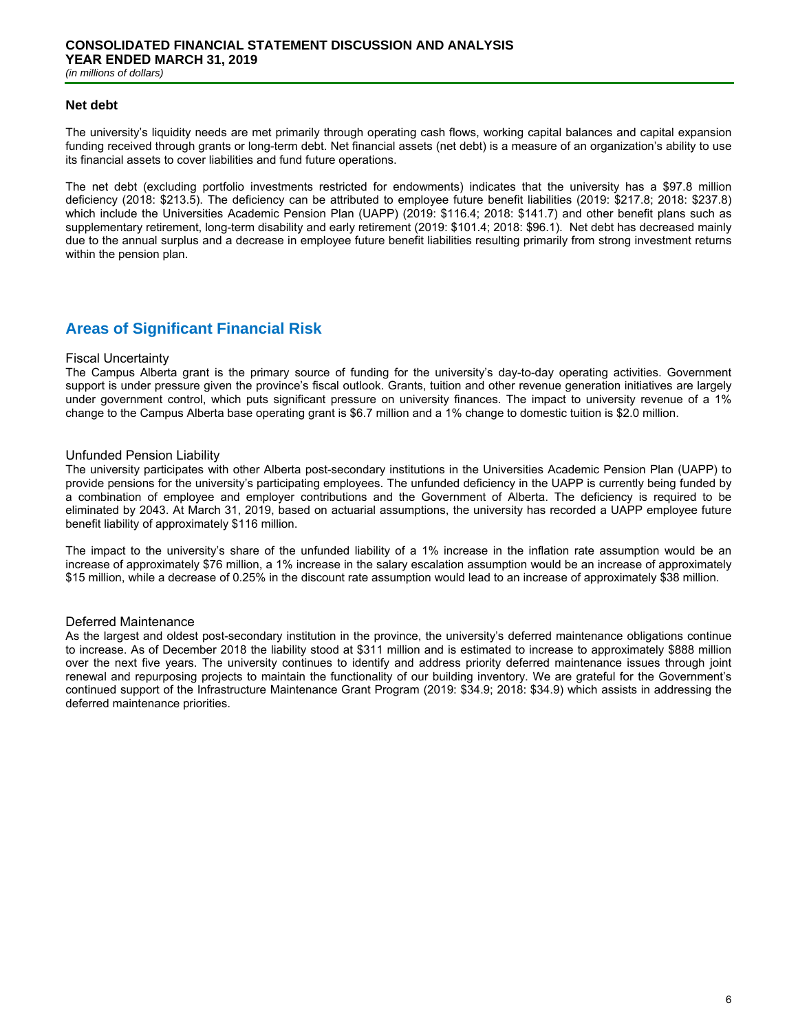## Net debt

The university's liquidity needs are met primarily through operating cash flows, working capital balances and capital expansion funding received through grants or long-term debt. Net financial assets (net debt) is a measure of an organization's ability to use its financial assets to cover liabilities and fund future operations.

The net debt (excluding portfolio investments restricted for endowments) indicates that the university has a $97.8 million deficiency (2018: $213.5). The deficiency can be attributed to employee future benefit liabilities (2019: $217.8; 2018: $237.8) which include the Universities Academic Pension Plan (UAPP) (2019: $116.4; 2018: $141.7) and other benefit plans such as supplementary retirement, long-term disability and early retirement (2019: $101.4; 2018: $96.1). Net debt has decreased mainly due to the annual surplus and a decrease in employee future benefit liabilities resulting primarily from strong investment returns within the pension plan.

# Areas of Significant Financial Risk

### Fiscal Uncertainty

The Campus Alberta grant is the primary source of funding for the university's day-to-day operating activities. Government support is under pressure given the province's fiscal outlook. Grants, tuition and other revenue generation initiatives are largely under government control, which puts significant pressure on university finances. The impact to university revenue of a 1% change to the Campus Alberta base operating grant is $6.7 million and a 1% change to domestic tuition is $2.0 million.

### Unfunded Pension Liability

The university participates with other Alberta post-secondary institutions in the Universities Academic Pension Plan (UAPP) to provide pensions for the university's participating employees. The unfunded deficiency in the UAPP is currently being funded by a combination of employee and employer contributions and the Government of Alberta. The deficiency is required to be eliminated by 2043. At March 31, 2019, based on actuarial assumptions, the university has recorded a UAPP employee future benefit liability of approximately $116 million.

The impact to the university's share of the unfunded liability of a 1% increase in the inflation rate assumption would be an increase of approximately $76 million, a 1% increase in the salary escalation assumption would be an increase of approximately $15 million, while a decrease of 0.25% in the discount rate assumption would lead to an increase of approximately $38 million.

### Deferred Maintenance

As the largest and oldest post-secondary institution in the province, the university's deferred maintenance obligations continue to increase. As of December 2018 the liability stood at $311 million and is estimated to increase to approximately $888 million over the next five years. The university continues to identify and address priority deferred maintenance issues through joint renewal and repurposing projects to maintain the functionality of our building inventory. We are grateful for the Government's continued support of the Infrastructure Maintenance Grant Program (2019: $34.9; 2018: $34.9) which assists in addressing the deferred maintenance priorities.